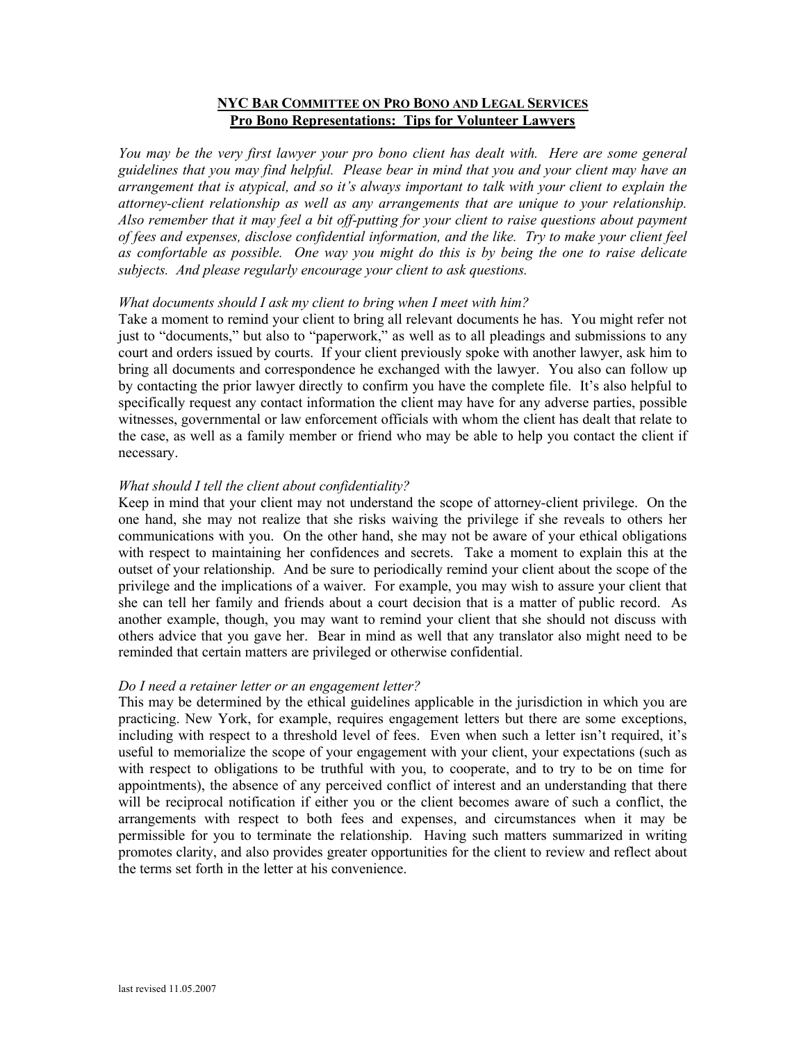# **NYC BAR COMMITTEE ON PRO BONO AND LEGAL SERVICES**
## **Pro Bono Representations: Tips for Volunteer Lawyers**

*You may be the very first lawyer your pro bono client has dealt with. Here are some general guidelines that you may find helpful. Please bear in mind that you and your client may have an arrangement that is atypical, and so it's always important to talk with your client to explain the attorney-client relationship as well as any arrangements that are unique to your relationship. Also remember that it may feel a bit off-putting for your client to raise questions about payment of fees and expenses, disclose confidential information, and the like. Try to make your client feel as comfortable as possible. One way you might do this is by being the one to raise delicate subjects. And please regularly encourage your client to ask questions.*

*What documents should I ask my client to bring when I meet with him?*

Take a moment to remind your client to bring all relevant documents he has. You might refer not just to "documents," but also to "paperwork," as well as to all pleadings and submissions to any court and orders issued by courts. If your client previously spoke with another lawyer, ask him to bring all documents and correspondence he exchanged with the lawyer. You also can follow up by contacting the prior lawyer directly to confirm you have the complete file. It's also helpful to specifically request any contact information the client may have for any adverse parties, possible witnesses, governmental or law enforcement officials with whom the client has dealt that relate to the case, as well as a family member or friend who may be able to help you contact the client if necessary.

*What should I tell the client about confidentiality?*

Keep in mind that your client may not understand the scope of attorney-client privilege. On the one hand, she may not realize that she risks waiving the privilege if she reveals to others her communications with you. On the other hand, she may not be aware of your ethical obligations with respect to maintaining her confidences and secrets. Take a moment to explain this at the outset of your relationship. And be sure to periodically remind your client about the scope of the privilege and the implications of a waiver. For example, you may wish to assure your client that she can tell her family and friends about a court decision that is a matter of public record. As another example, though, you may want to remind your client that she should not discuss with others advice that you gave her. Bear in mind as well that any translator also might need to be reminded that certain matters are privileged or otherwise confidential.

*Do I need a retainer letter or an engagement letter?*

This may be determined by the ethical guidelines applicable in the jurisdiction in which you are practicing. New York, for example, requires engagement letters but there are some exceptions, including with respect to a threshold level of fees. Even when such a letter isn't required, it's useful to memorialize the scope of your engagement with your client, your expectations (such as with respect to obligations to be truthful with you, to cooperate, and to try to be on time for appointments), the absence of any perceived conflict of interest and an understanding that there will be reciprocal notification if either you or the client becomes aware of such a conflict, the arrangements with respect to both fees and expenses, and circumstances when it may be permissible for you to terminate the relationship. Having such matters summarized in writing promotes clarity, and also provides greater opportunities for the client to review and reflect about the terms set forth in the letter at his convenience.

last revised 11.05.2007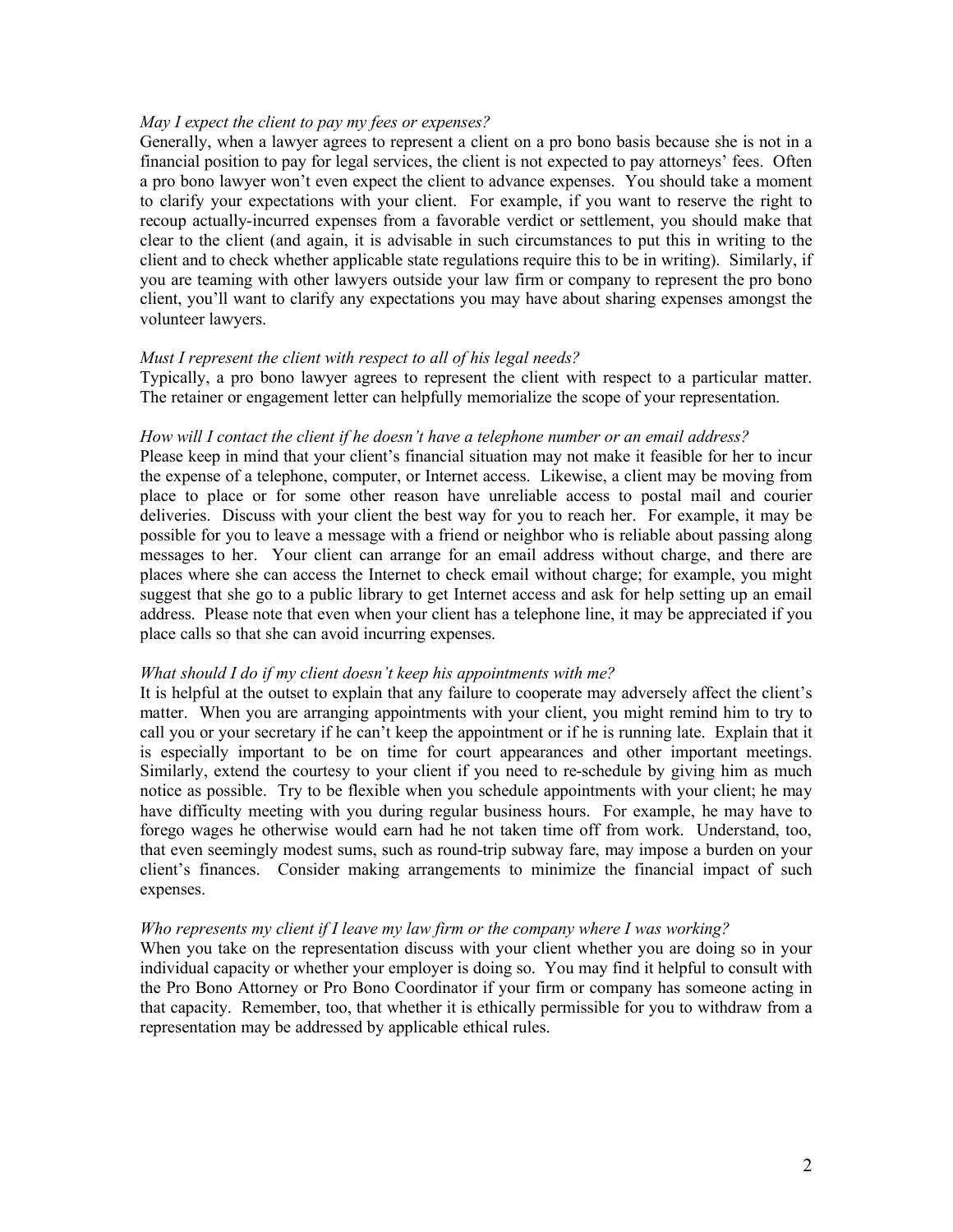*May I expect the client to pay my fees or expenses?*

Generally, when a lawyer agrees to represent a client on a pro bono basis because she is not in a financial position to pay for legal services, the client is not expected to pay attorneys' fees. Often a pro bono lawyer won't even expect the client to advance expenses. You should take a moment to clarify your expectations with your client. For example, if you want to reserve the right to recoup actually-incurred expenses from a favorable verdict or settlement, you should make that clear to the client (and again, it is advisable in such circumstances to put this in writing to the client and to check whether applicable state regulations require this to be in writing). Similarly, if you are teaming with other lawyers outside your law firm or company to represent the pro bono client, you'll want to clarify any expectations you may have about sharing expenses amongst the volunteer lawyers.

*Must I represent the client with respect to all of his legal needs?*

Typically, a pro bono lawyer agrees to represent the client with respect to a particular matter. The retainer or engagement letter can helpfully memorialize the scope of your representation.

*How will I contact the client if he doesn't have a telephone number or an email address?*

Please keep in mind that your client's financial situation may not make it feasible for her to incur the expense of a telephone, computer, or Internet access. Likewise, a client may be moving from place to place or for some other reason have unreliable access to postal mail and courier deliveries. Discuss with your client the best way for you to reach her. For example, it may be possible for you to leave a message with a friend or neighbor who is reliable about passing along messages to her. Your client can arrange for an email address without charge, and there are places where she can access the Internet to check email without charge; for example, you might suggest that she go to a public library to get Internet access and ask for help setting up an email address. Please note that even when your client has a telephone line, it may be appreciated if you place calls so that she can avoid incurring expenses.

*What should I do if my client doesn't keep his appointments with me?*

It is helpful at the outset to explain that any failure to cooperate may adversely affect the client's matter. When you are arranging appointments with your client, you might remind him to try to call you or your secretary if he can't keep the appointment or if he is running late. Explain that it is especially important to be on time for court appearances and other important meetings. Similarly, extend the courtesy to your client if you need to re-schedule by giving him as much notice as possible. Try to be flexible when you schedule appointments with your client; he may have difficulty meeting with you during regular business hours. For example, he may have to forego wages he otherwise would earn had he not taken time off from work. Understand, too, that even seemingly modest sums, such as round-trip subway fare, may impose a burden on your client's finances. Consider making arrangements to minimize the financial impact of such expenses.

*Who represents my client if I leave my law firm or the company where I was working?*

When you take on the representation discuss with your client whether you are doing so in your individual capacity or whether your employer is doing so. You may find it helpful to consult with the Pro Bono Attorney or Pro Bono Coordinator if your firm or company has someone acting in that capacity. Remember, too, that whether it is ethically permissible for you to withdraw from a representation may be addressed by applicable ethical rules.